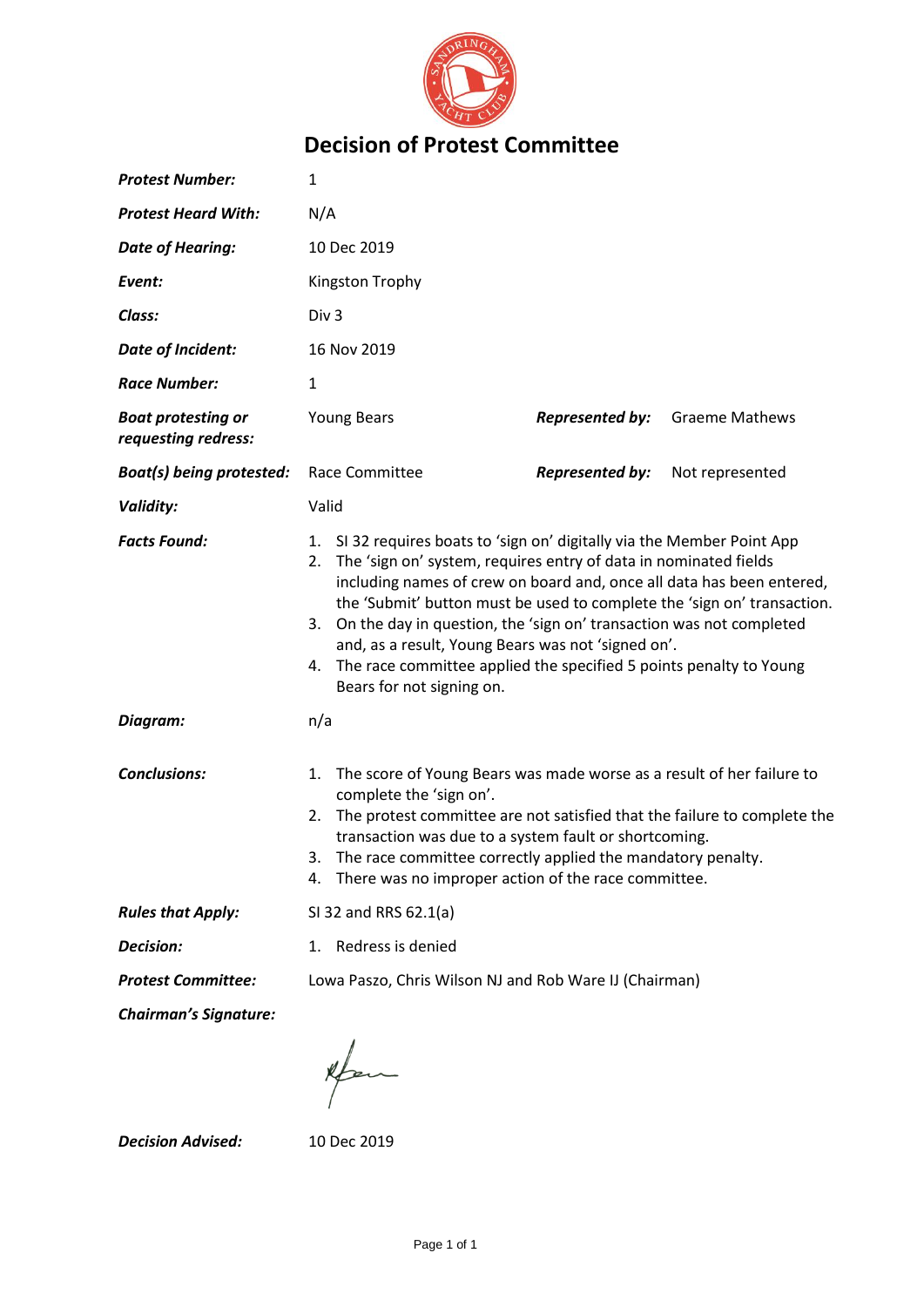# Decision of Protest Committee

| | | | |
|---|---|---|---|
| ***Protest Number:*** | 1 | | |
| ***Protest Heard With:*** | N/A | | |
| ***Date of Hearing:*** | 10 Dec 2019 | | |
| ***Event:*** | Kingston Trophy | | |
| ***Class:*** | Div 3 | | |
| ***Date of Incident:*** | 16 Nov 2019 | | |
| ***Race Number:*** | 1 | | |
| ***Boat protesting or requesting redress:*** | Young Bears | ***Represented by:*** | Graeme Mathews |
| ***Boat(s) being protested:*** | Race Committee | ***Represented by:*** | Not represented |
| ***Validity:*** | Valid | | |

***Facts Found:***

1. SI 32 requires boats to 'sign on' digitally via the Member Point App
2. The 'sign on' system, requires entry of data in nominated fields including names of crew on board and, once all data has been entered, the 'Submit' button must be used to complete the 'sign on' transaction.
3. On the day in question, the 'sign on' transaction was not completed and, as a result, Young Bears was not 'signed on'.
4. The race committee applied the specified 5 points penalty to Young Bears for not signing on.

***Diagram:*** n/a

***Conclusions:***

1. The score of Young Bears was made worse as a result of her failure to complete the 'sign on'.
2. The protest committee are not satisfied that the failure to complete the transaction was due to a system fault or shortcoming.
3. The race committee correctly applied the mandatory penalty.
4. There was no improper action of the race committee.

***Rules that Apply:*** SI 32 and RRS 62.1(a)

***Decision:***

1. Redress is denied

***Protest Committee:*** Lowa Paszo, Chris Wilson NJ and Rob Ware IJ (Chairman)

***Chairman's Signature:***

***Decision Advised:*** 10 Dec 2019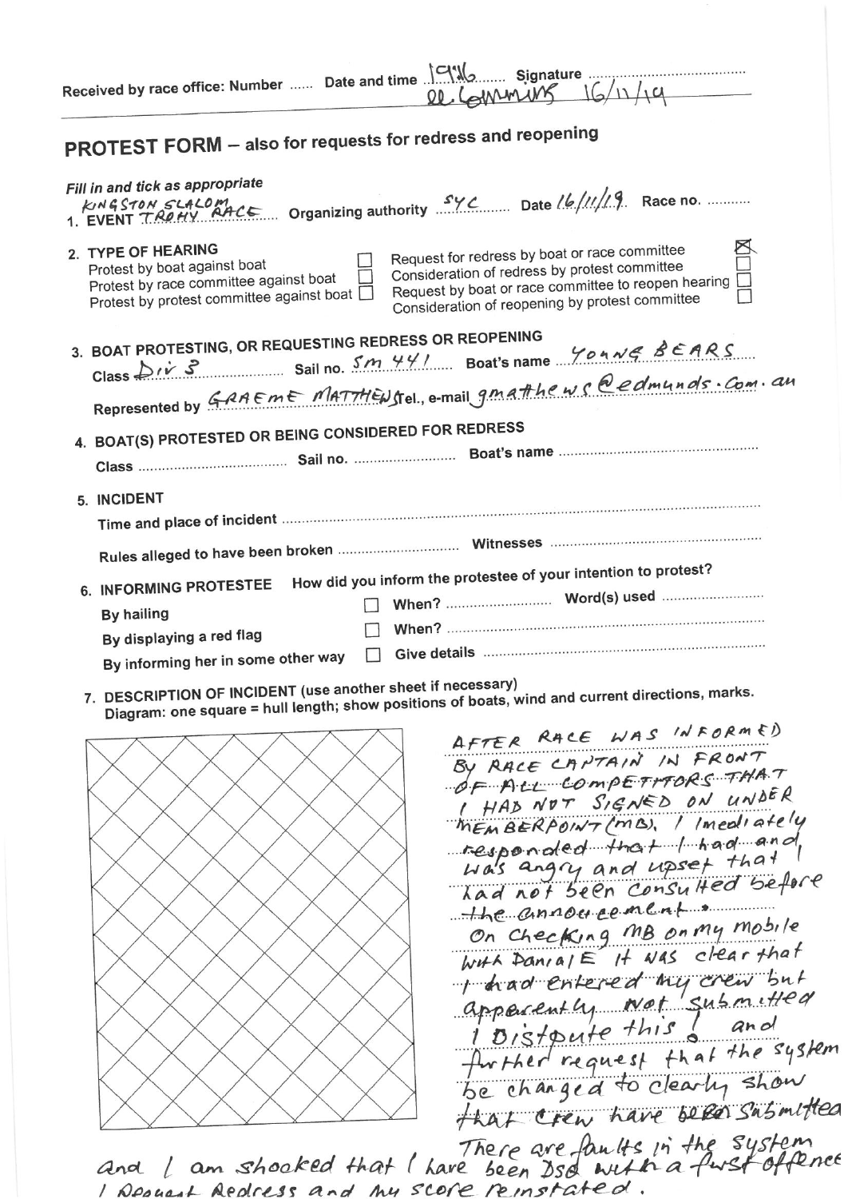Received by race office: Number ...... Date and time 1936 ...... Signature ...... RL Commins 16/11/19

# PROTEST FORM – also for requests for redress and reopening

*Fill in and tick as appropriate*

1. EVENT KINGSTON SLALOM TROPHY RACE Organizing authority SYC Date 16/11/19 Race no. ..........

2. TYPE OF HEARING
   - Protest by boat against boat ☐
   - Protest by race committee against boat ☐
   - Protest by protest committee against boat ☐
   - Request for redress by boat or race committee ☒
   - Consideration of redress by protest committee ☐
   - Request by boat or race committee to reopen hearing ☐
   - Consideration of reopening by protest committee ☐

3. BOAT PROTESTING, OR REQUESTING REDRESS OR REOPENING
   Class Div 3 Sail no. SM 441 Boat's name YOUNG BEARS
   Represented by GRAEME MATTHEWS Tel., e-mail gmatthews@edmunds.com.au

4. BOAT(S) PROTESTED OR BEING CONSIDERED FOR REDRESS
   Class .................. Sail no. .................. Boat's name ..................

5. INCIDENT
   Time and place of incident ..................
   Rules alleged to have been broken .................. Witnesses ..................

6. INFORMING PROTESTEE How did you inform the protestee of your intention to protest?
   - By hailing ☐ When? .................. Word(s) used ..................
   - By displaying a red flag ☐ When? ..................
   - By informing her in some other way ☐ Give details ..................

7. DESCRIPTION OF INCIDENT (use another sheet if necessary)
   Diagram: one square = hull length; show positions of boats, wind and current directions, marks.

AFTER RACE WAS INFORMED BY RACE CAPTAIN IN FRONT OF ALL COMPETITORS THAT I HAD NOT SIGNED ON UNDER MEMBERPOINT (MB). I immediately responded that I had and was angry and upset that I had not been consulted before the announcement.
On checking MB on my mobile with Danial E it was clear that I had entered my crew but apparently not submitted. I Dispute this! and further request that the system be changed to clearly show that crew have been submitted. There are faults in the system and I am shocked that I have been DSQ with a first offence. I Request Redress and my score reinstated.